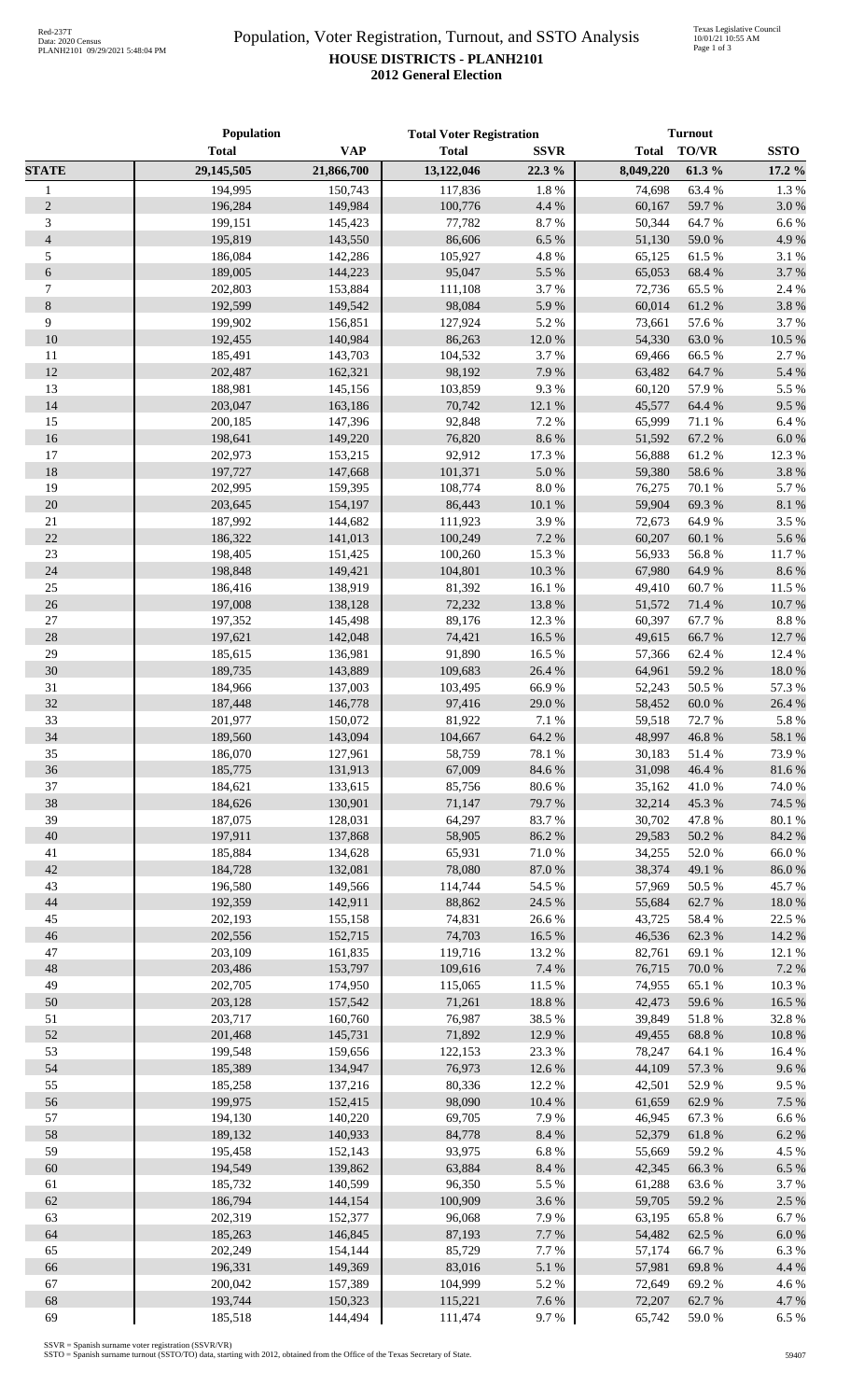# Population, Voter Registration, Turnout, and SSTO Analysis

## HOUSE DISTRICTS - PLANH2101

### 2012 General Election

| | Population | | Total Voter Registration | | Turnout | | |
|---|---|---|---|---|---|---|---|
| | Total | VAP | Total | SSVR | Total | TO/VR | SSTO |
| **STATE** | **29,145,505** | **21,866,700** | **13,122,046** | **22.3 %** | **8,049,220** | **61.3 %** | **17.2 %** |
| 1 | 194,995 | 150,743 | 117,836 | 1.8 % | 74,698 | 63.4 % | 1.3 % |
| 2 | 196,284 | 149,984 | 100,776 | 4.4 % | 60,167 | 59.7 % | 3.0 % |
| 3 | 199,151 | 145,423 | 77,782 | 8.7 % | 50,344 | 64.7 % | 6.6 % |
| 4 | 195,819 | 143,550 | 86,606 | 6.5 % | 51,130 | 59.0 % | 4.9 % |
| 5 | 186,084 | 142,286 | 105,927 | 4.8 % | 65,125 | 61.5 % | 3.1 % |
| 6 | 189,005 | 144,223 | 95,047 | 5.5 % | 65,053 | 68.4 % | 3.7 % |
| 7 | 202,803 | 153,884 | 111,108 | 3.7 % | 72,736 | 65.5 % | 2.4 % |
| 8 | 192,599 | 149,542 | 98,084 | 5.9 % | 60,014 | 61.2 % | 3.8 % |
| 9 | 199,902 | 156,851 | 127,924 | 5.2 % | 73,661 | 57.6 % | 3.7 % |
| 10 | 192,455 | 140,984 | 86,263 | 12.0 % | 54,330 | 63.0 % | 10.5 % |
| 11 | 185,491 | 143,703 | 104,532 | 3.7 % | 69,466 | 66.5 % | 2.7 % |
| 12 | 202,487 | 162,321 | 98,192 | 7.9 % | 63,482 | 64.7 % | 5.4 % |
| 13 | 188,981 | 145,156 | 103,859 | 9.3 % | 60,120 | 57.9 % | 5.5 % |
| 14 | 203,047 | 163,186 | 70,742 | 12.1 % | 45,577 | 64.4 % | 9.5 % |
| 15 | 200,185 | 147,396 | 92,848 | 7.2 % | 65,999 | 71.1 % | 6.4 % |
| 16 | 198,641 | 149,220 | 76,820 | 8.6 % | 51,592 | 67.2 % | 6.0 % |
| 17 | 202,973 | 153,215 | 92,912 | 17.3 % | 56,888 | 61.2 % | 12.3 % |
| 18 | 197,727 | 147,668 | 101,371 | 5.0 % | 59,380 | 58.6 % | 3.8 % |
| 19 | 202,995 | 159,395 | 108,774 | 8.0 % | 76,275 | 70.1 % | 5.7 % |
| 20 | 203,645 | 154,197 | 86,443 | 10.1 % | 59,904 | 69.3 % | 8.1 % |
| 21 | 187,992 | 144,682 | 111,923 | 3.9 % | 72,673 | 64.9 % | 3.5 % |
| 22 | 186,322 | 141,013 | 100,249 | 7.2 % | 60,207 | 60.1 % | 5.6 % |
| 23 | 198,405 | 151,425 | 100,260 | 15.3 % | 56,933 | 56.8 % | 11.7 % |
| 24 | 198,848 | 149,421 | 104,801 | 10.3 % | 67,980 | 64.9 % | 8.6 % |
| 25 | 186,416 | 138,919 | 81,392 | 16.1 % | 49,410 | 60.7 % | 11.5 % |
| 26 | 197,008 | 138,128 | 72,232 | 13.8 % | 51,572 | 71.4 % | 10.7 % |
| 27 | 197,352 | 145,498 | 89,176 | 12.3 % | 60,397 | 67.7 % | 8.8 % |
| 28 | 197,621 | 142,048 | 74,421 | 16.5 % | 49,615 | 66.7 % | 12.7 % |
| 29 | 185,615 | 136,981 | 91,890 | 16.5 % | 57,366 | 62.4 % | 12.4 % |
| 30 | 189,735 | 143,889 | 109,683 | 26.4 % | 64,961 | 59.2 % | 18.0 % |
| 31 | 184,966 | 137,003 | 103,495 | 66.9 % | 52,243 | 50.5 % | 57.3 % |
| 32 | 187,448 | 146,778 | 97,416 | 29.0 % | 58,452 | 60.0 % | 26.4 % |
| 33 | 201,977 | 150,072 | 81,922 | 7.1 % | 59,518 | 72.7 % | 5.8 % |
| 34 | 189,560 | 143,094 | 104,667 | 64.2 % | 48,997 | 46.8 % | 58.1 % |
| 35 | 186,070 | 127,961 | 58,759 | 78.1 % | 30,183 | 51.4 % | 73.9 % |
| 36 | 185,775 | 131,913 | 67,009 | 84.6 % | 31,098 | 46.4 % | 81.6 % |
| 37 | 184,621 | 133,615 | 85,756 | 80.6 % | 35,162 | 41.0 % | 74.0 % |
| 38 | 184,626 | 130,901 | 71,147 | 79.7 % | 32,214 | 45.3 % | 74.5 % |
| 39 | 187,075 | 128,031 | 64,297 | 83.7 % | 30,702 | 47.8 % | 80.1 % |
| 40 | 197,911 | 137,868 | 58,905 | 86.2 % | 29,583 | 50.2 % | 84.2 % |
| 41 | 185,884 | 134,628 | 65,931 | 71.0 % | 34,255 | 52.0 % | 66.0 % |
| 42 | 184,728 | 132,081 | 78,080 | 87.0 % | 38,374 | 49.1 % | 86.0 % |
| 43 | 196,580 | 149,566 | 114,744 | 54.5 % | 57,969 | 50.5 % | 45.7 % |
| 44 | 192,359 | 142,911 | 88,862 | 24.5 % | 55,684 | 62.7 % | 18.0 % |
| 45 | 202,193 | 155,158 | 74,831 | 26.6 % | 43,725 | 58.4 % | 22.5 % |
| 46 | 202,556 | 152,715 | 74,703 | 16.5 % | 46,536 | 62.3 % | 14.2 % |
| 47 | 203,109 | 161,835 | 119,716 | 13.2 % | 82,761 | 69.1 % | 12.1 % |
| 48 | 203,486 | 153,797 | 109,616 | 7.4 % | 76,715 | 70.0 % | 7.2 % |
| 49 | 202,705 | 174,950 | 115,065 | 11.5 % | 74,955 | 65.1 % | 10.3 % |
| 50 | 203,128 | 157,542 | 71,261 | 18.8 % | 42,473 | 59.6 % | 16.5 % |
| 51 | 203,717 | 160,760 | 76,987 | 38.5 % | 39,849 | 51.8 % | 32.8 % |
| 52 | 201,468 | 145,731 | 71,892 | 12.9 % | 49,455 | 68.8 % | 10.8 % |
| 53 | 199,548 | 159,656 | 122,153 | 23.3 % | 78,247 | 64.1 % | 16.4 % |
| 54 | 185,389 | 134,947 | 76,973 | 12.6 % | 44,109 | 57.3 % | 9.6 % |
| 55 | 185,258 | 137,216 | 80,336 | 12.2 % | 42,501 | 52.9 % | 9.5 % |
| 56 | 199,975 | 152,415 | 98,090 | 10.4 % | 61,659 | 62.9 % | 7.5 % |
| 57 | 194,130 | 140,220 | 69,705 | 7.9 % | 46,945 | 67.3 % | 6.6 % |
| 58 | 189,132 | 140,933 | 84,778 | 8.4 % | 52,379 | 61.8 % | 6.2 % |
| 59 | 195,458 | 152,143 | 93,975 | 6.8 % | 55,669 | 59.2 % | 4.5 % |
| 60 | 194,549 | 139,862 | 63,884 | 8.4 % | 42,345 | 66.3 % | 6.5 % |
| 61 | 185,732 | 140,599 | 96,350 | 5.5 % | 61,288 | 63.6 % | 3.7 % |
| 62 | 186,794 | 144,154 | 100,909 | 3.6 % | 59,705 | 59.2 % | 2.5 % |
| 63 | 202,319 | 152,377 | 96,068 | 7.9 % | 63,195 | 65.8 % | 6.7 % |
| 64 | 185,263 | 146,845 | 87,193 | 7.7 % | 54,482 | 62.5 % | 6.0 % |
| 65 | 202,249 | 154,144 | 85,729 | 7.7 % | 57,174 | 66.7 % | 6.3 % |
| 66 | 196,331 | 149,369 | 83,016 | 5.1 % | 57,981 | 69.8 % | 4.4 % |
| 67 | 200,042 | 157,389 | 104,999 | 5.2 % | 72,649 | 69.2 % | 4.6 % |
| 68 | 193,744 | 150,323 | 115,221 | 7.6 % | 72,207 | 62.7 % | 4.7 % |
| 69 | 185,518 | 144,494 | 111,474 | 9.7 % | 65,742 | 59.0 % | 6.5 % |

SSVR = Spanish surname voter registration (SSVR/VR)
SSTO = Spanish surname turnout (SSTO/TO) data, starting with 2012, obtained from the Office of the Texas Secretary of State.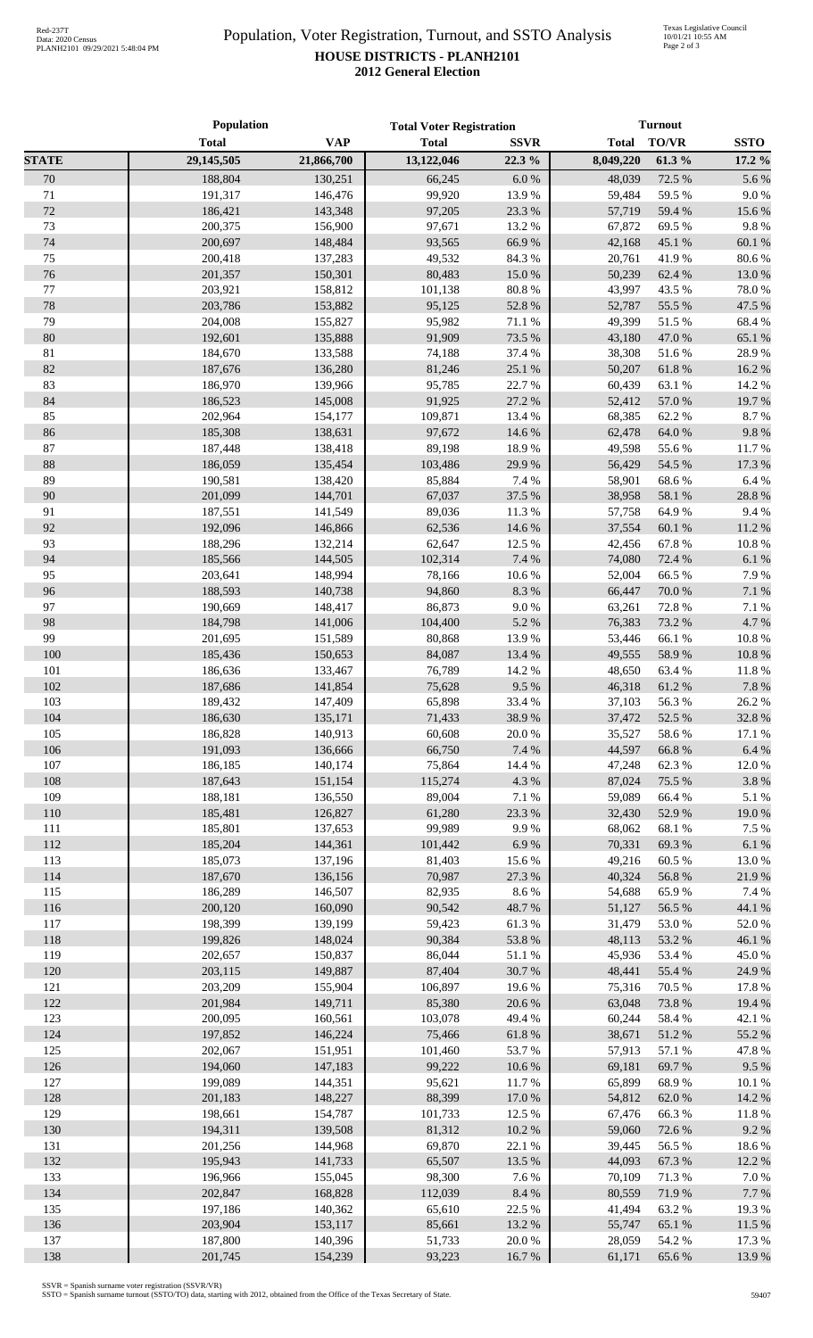# Population, Voter Registration, Turnout, and SSTO Analysis

**HOUSE DISTRICTS - PLANH2101**

**2012 General Election**

| | Population | | Total Voter Registration | | Turnout | | |
|---|---|---|---|---|---|---|---|
| | **Total** | **VAP** | **Total** | **SSVR** | **Total** | **TO/VR** | **SSTO** |
| **STATE** | **29,145,505** | **21,866,700** | **13,122,046** | **22.3 %** | **8,049,220** | **61.3 %** | **17.2 %** |
| 70 | 188,804 | 130,251 | 66,245 | 6.0 % | 48,039 | 72.5 % | 5.6 % |
| 71 | 191,317 | 146,476 | 99,920 | 13.9 % | 59,484 | 59.5 % | 9.0 % |
| 72 | 186,421 | 143,348 | 97,205 | 23.3 % | 57,719 | 59.4 % | 15.6 % |
| 73 | 200,375 | 156,900 | 97,671 | 13.2 % | 67,872 | 69.5 % | 9.8 % |
| 74 | 200,697 | 148,484 | 93,565 | 66.9 % | 42,168 | 45.1 % | 60.1 % |
| 75 | 200,418 | 137,283 | 49,532 | 84.3 % | 20,761 | 41.9 % | 80.6 % |
| 76 | 201,357 | 150,301 | 80,483 | 15.0 % | 50,239 | 62.4 % | 13.0 % |
| 77 | 203,921 | 158,812 | 101,138 | 80.8 % | 43,997 | 43.5 % | 78.0 % |
| 78 | 203,786 | 153,882 | 95,125 | 52.8 % | 52,787 | 55.5 % | 47.5 % |
| 79 | 204,008 | 155,827 | 95,982 | 71.1 % | 49,399 | 51.5 % | 68.4 % |
| 80 | 192,601 | 135,888 | 91,909 | 73.5 % | 43,180 | 47.0 % | 65.1 % |
| 81 | 184,670 | 133,588 | 74,188 | 37.4 % | 38,308 | 51.6 % | 28.9 % |
| 82 | 187,676 | 136,280 | 81,246 | 25.1 % | 50,207 | 61.8 % | 16.2 % |
| 83 | 186,970 | 139,966 | 95,785 | 22.7 % | 60,439 | 63.1 % | 14.2 % |
| 84 | 186,523 | 145,008 | 91,925 | 27.2 % | 52,412 | 57.0 % | 19.7 % |
| 85 | 202,964 | 154,177 | 109,871 | 13.4 % | 68,385 | 62.2 % | 8.7 % |
| 86 | 185,308 | 138,631 | 97,672 | 14.6 % | 62,478 | 64.0 % | 9.8 % |
| 87 | 187,448 | 138,418 | 89,198 | 18.9 % | 49,598 | 55.6 % | 11.7 % |
| 88 | 186,059 | 135,454 | 103,486 | 29.9 % | 56,429 | 54.5 % | 17.3 % |
| 89 | 190,581 | 138,420 | 85,884 | 7.4 % | 58,901 | 68.6 % | 6.4 % |
| 90 | 201,099 | 144,701 | 67,037 | 37.5 % | 38,958 | 58.1 % | 28.8 % |
| 91 | 187,551 | 141,549 | 89,036 | 11.3 % | 57,758 | 64.9 % | 9.4 % |
| 92 | 192,096 | 146,866 | 62,536 | 14.6 % | 37,554 | 60.1 % | 11.2 % |
| 93 | 188,296 | 132,214 | 62,647 | 12.5 % | 42,456 | 67.8 % | 10.8 % |
| 94 | 185,566 | 144,505 | 102,314 | 7.4 % | 74,080 | 72.4 % | 6.1 % |
| 95 | 203,641 | 148,994 | 78,166 | 10.6 % | 52,004 | 66.5 % | 7.9 % |
| 96 | 188,593 | 140,738 | 94,860 | 8.3 % | 66,447 | 70.0 % | 7.1 % |
| 97 | 190,669 | 148,417 | 86,873 | 9.0 % | 63,261 | 72.8 % | 7.1 % |
| 98 | 184,798 | 141,006 | 104,400 | 5.2 % | 76,383 | 73.2 % | 4.7 % |
| 99 | 201,695 | 151,589 | 80,868 | 13.9 % | 53,446 | 66.1 % | 10.8 % |
| 100 | 185,436 | 150,653 | 84,087 | 13.4 % | 49,555 | 58.9 % | 10.8 % |
| 101 | 186,636 | 133,467 | 76,789 | 14.2 % | 48,650 | 63.4 % | 11.8 % |
| 102 | 187,686 | 141,854 | 75,628 | 9.5 % | 46,318 | 61.2 % | 7.8 % |
| 103 | 189,432 | 147,409 | 65,898 | 33.4 % | 37,103 | 56.3 % | 26.2 % |
| 104 | 186,630 | 135,171 | 71,433 | 38.9 % | 37,472 | 52.5 % | 32.8 % |
| 105 | 186,828 | 140,913 | 60,608 | 20.0 % | 35,527 | 58.6 % | 17.1 % |
| 106 | 191,093 | 136,666 | 66,750 | 7.4 % | 44,597 | 66.8 % | 6.4 % |
| 107 | 186,185 | 140,174 | 75,864 | 14.4 % | 47,248 | 62.3 % | 12.0 % |
| 108 | 187,643 | 151,154 | 115,274 | 4.3 % | 87,024 | 75.5 % | 3.8 % |
| 109 | 188,181 | 136,550 | 89,004 | 7.1 % | 59,089 | 66.4 % | 5.1 % |
| 110 | 185,481 | 126,827 | 61,280 | 23.3 % | 32,430 | 52.9 % | 19.0 % |
| 111 | 185,801 | 137,653 | 99,989 | 9.9 % | 68,062 | 68.1 % | 7.5 % |
| 112 | 185,204 | 144,361 | 101,442 | 6.9 % | 70,331 | 69.3 % | 6.1 % |
| 113 | 185,073 | 137,196 | 81,403 | 15.6 % | 49,216 | 60.5 % | 13.0 % |
| 114 | 187,670 | 136,156 | 70,987 | 27.3 % | 40,324 | 56.8 % | 21.9 % |
| 115 | 186,289 | 146,507 | 82,935 | 8.6 % | 54,688 | 65.9 % | 7.4 % |
| 116 | 200,120 | 160,090 | 90,542 | 48.7 % | 51,127 | 56.5 % | 44.1 % |
| 117 | 198,399 | 139,199 | 59,423 | 61.3 % | 31,479 | 53.0 % | 52.0 % |
| 118 | 199,826 | 148,024 | 90,384 | 53.8 % | 48,113 | 53.2 % | 46.1 % |
| 119 | 202,657 | 150,837 | 86,044 | 51.1 % | 45,936 | 53.4 % | 45.0 % |
| 120 | 203,115 | 149,887 | 87,404 | 30.7 % | 48,441 | 55.4 % | 24.9 % |
| 121 | 203,209 | 155,904 | 106,897 | 19.6 % | 75,316 | 70.5 % | 17.8 % |
| 122 | 201,984 | 149,711 | 85,380 | 20.6 % | 63,048 | 73.8 % | 19.4 % |
| 123 | 200,095 | 160,561 | 103,078 | 49.4 % | 60,244 | 58.4 % | 42.1 % |
| 124 | 197,852 | 146,224 | 75,466 | 61.8 % | 38,671 | 51.2 % | 55.2 % |
| 125 | 202,067 | 151,951 | 101,460 | 53.7 % | 57,913 | 57.1 % | 47.8 % |
| 126 | 194,060 | 147,183 | 99,222 | 10.6 % | 69,181 | 69.7 % | 9.5 % |
| 127 | 199,089 | 144,351 | 95,621 | 11.7 % | 65,899 | 68.9 % | 10.1 % |
| 128 | 201,183 | 148,227 | 88,399 | 17.0 % | 54,812 | 62.0 % | 14.2 % |
| 129 | 198,661 | 154,787 | 101,733 | 12.5 % | 67,476 | 66.3 % | 11.8 % |
| 130 | 194,311 | 139,508 | 81,312 | 10.2 % | 59,060 | 72.6 % | 9.2 % |
| 131 | 201,256 | 144,968 | 69,870 | 22.1 % | 39,445 | 56.5 % | 18.6 % |
| 132 | 195,943 | 141,733 | 65,507 | 13.5 % | 44,093 | 67.3 % | 12.2 % |
| 133 | 196,966 | 155,045 | 98,300 | 7.6 % | 70,109 | 71.3 % | 7.0 % |
| 134 | 202,847 | 168,828 | 112,039 | 8.4 % | 80,559 | 71.9 % | 7.7 % |
| 135 | 197,186 | 140,362 | 65,610 | 22.5 % | 41,494 | 63.2 % | 19.3 % |
| 136 | 203,904 | 153,117 | 85,661 | 13.2 % | 55,747 | 65.1 % | 11.5 % |
| 137 | 187,800 | 140,396 | 51,733 | 20.0 % | 28,059 | 54.2 % | 17.3 % |
| 138 | 201,745 | 154,239 | 93,223 | 16.7 % | 61,171 | 65.6 % | 13.9 % |

SSVR = Spanish surname voter registration (SSVR/VR)
SSTO = Spanish surname turnout (SSTO/TO) data, starting with 2012, obtained from the Office of the Texas Secretary of State.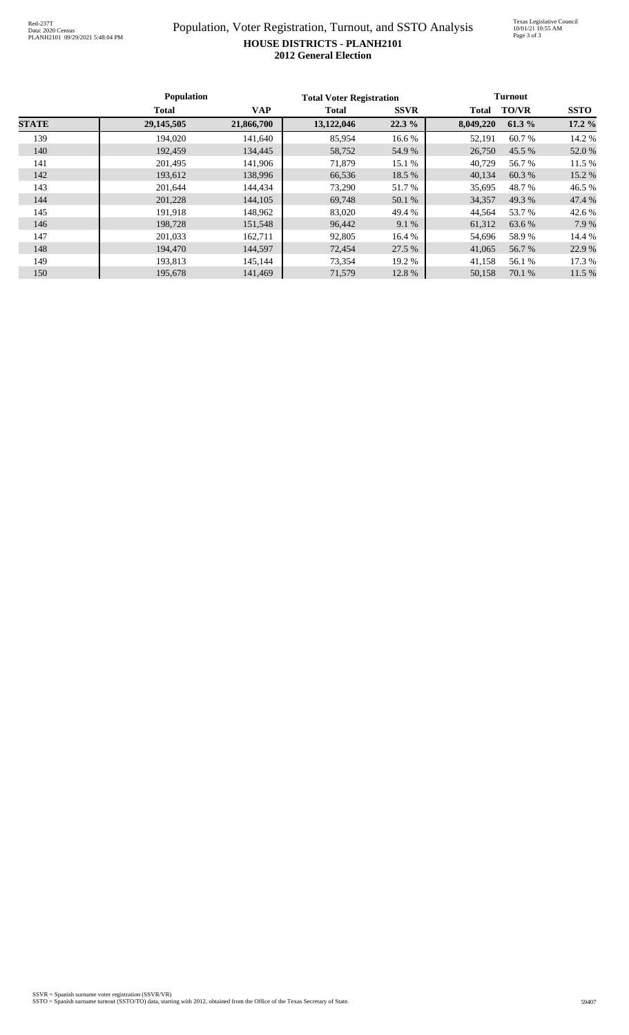# Population, Voter Registration, Turnout, and SSTO Analysis

## HOUSE DISTRICTS - PLANH2101

### 2012 General Election

| | Population | | Total Voter Registration | | Turnout | | |
|---|---|---|---|---|---|---|---|
| | **Total** | **VAP** | **Total** | **SSVR** | **Total** | **TO/VR** | **SSTO** |
| **STATE** | **29,145,505** | **21,866,700** | **13,122,046** | **22.3 %** | **8,049,220** | **61.3 %** | **17.2 %** |
| 139 | 194,020 | 141,640 | 85,954 | 16.6 % | 52,191 | 60.7 % | 14.2 % |
| 140 | 192,459 | 134,445 | 58,752 | 54.9 % | 26,750 | 45.5 % | 52.0 % |
| 141 | 201,495 | 141,906 | 71,879 | 15.1 % | 40,729 | 56.7 % | 11.5 % |
| 142 | 193,612 | 138,996 | 66,536 | 18.5 % | 40,134 | 60.3 % | 15.2 % |
| 143 | 201,644 | 144,434 | 73,290 | 51.7 % | 35,695 | 48.7 % | 46.5 % |
| 144 | 201,228 | 144,105 | 69,748 | 50.1 % | 34,357 | 49.3 % | 47.4 % |
| 145 | 191,918 | 148,962 | 83,020 | 49.4 % | 44,564 | 53.7 % | 42.6 % |
| 146 | 198,728 | 151,548 | 96,442 | 9.1 % | 61,312 | 63.6 % | 7.9 % |
| 147 | 201,033 | 162,711 | 92,805 | 16.4 % | 54,696 | 58.9 % | 14.4 % |
| 148 | 194,470 | 144,597 | 72,454 | 27.5 % | 41,065 | 56.7 % | 22.9 % |
| 149 | 193,813 | 145,144 | 73,354 | 19.2 % | 41,158 | 56.1 % | 17.3 % |
| 150 | 195,678 | 141,469 | 71,579 | 12.8 % | 50,158 | 70.1 % | 11.5 % |

SSVR = Spanish surname voter registration (SSVR/VR)
SSTO = Spanish surname turnout (SSTO/TO) data, starting with 2012, obtained from the Office of the Texas Secretary of State.